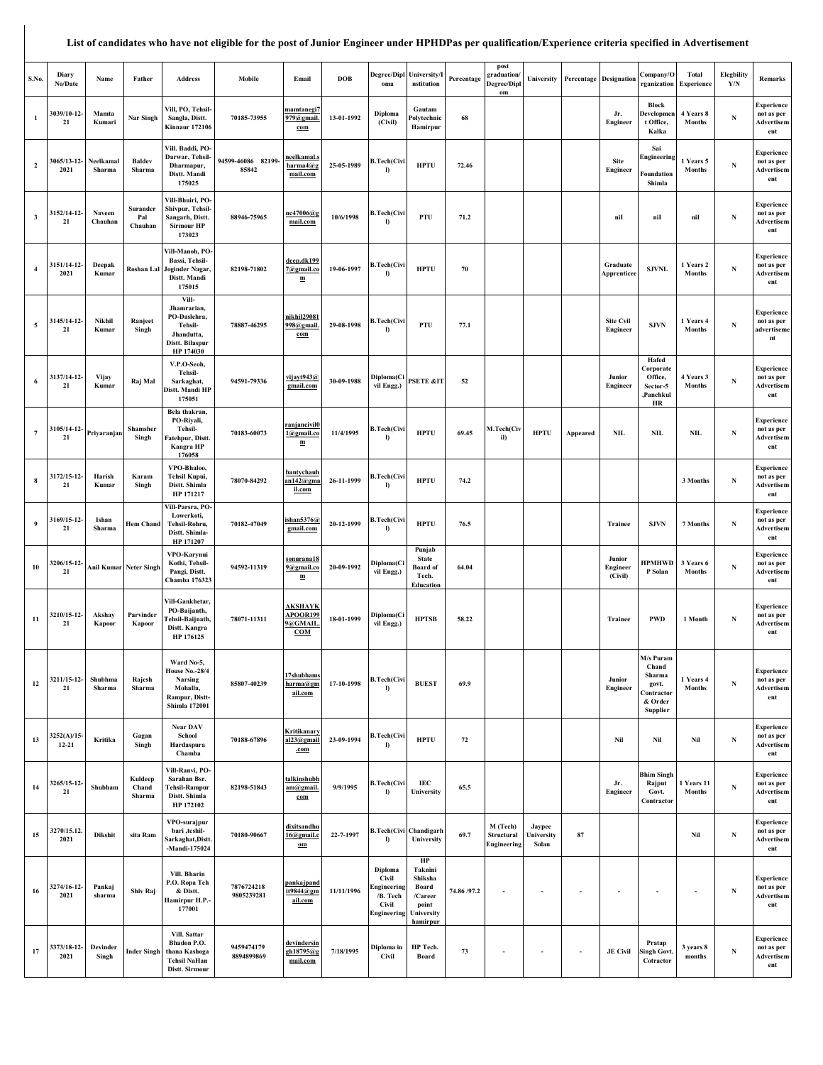# List of candidates who have not eligible for the post of Junior Engineer under HPHDPas per qualification/Experience criteria specified in Advertisement

| S.No. | Diary No/Date | Name | Father | Address | Mobile | Email | DOB | Degree/Diploma | University/Institution | Percentage | post graduation/ Degree/Diplom | University | Percentage | Designation | Company/Organization | Total Experience | Elegbility Y/N | Remarks |
|---|---|---|---|---|---|---|---|---|---|---|---|---|---|---|---|---|---|---|
| 1 | 3039/10-12-21 | Mamta Kumari | Nar Singh | Vill, PO, Tehsil-Sangla, Distt. Kinnaur 172106 | 70185-73955 | mamtanegi7979@gmail.com | 13-01-1992 | Diploma (Civil) | Gautam Polytechnic Hamirpur | 68 | | | | Jr. Engineer | Block Development Office, Kalka | 4 Years 8 Months | N | Experience not as per Advertisement |
| 2 | 3065/13-12-2021 | Neelkamal Sharma | Baldev Sharma | Vill. Baddi, PO-Darwar, Tehsil-Dharmapur, Distt. Mandi 175025 | 94599-46086 82199-85842 | neelkamal.sharma4@gmail.com | 25-05-1989 | B.Tech(Civil) | HPTU | 72.46 | | | | Site Engineer | Sai Engineering Foundation Shimla | 1 Years 5 Months | N | Experience not as per Advertisement |
| 3 | 3152/14-12-21 | Naveen Chauhan | Surander Pal Chauhan | Vill-Bhuiri, PO-Shivpur, Tehsil-Sangarh, Distt. Sirmour HP 173023 | 88946-75965 | nc47006@gmail.com | 10/6/1998 | B.Tech(Civil) | PTU | 71.2 | | | | nil | nil | nil | N | Experience not as per Advertisement |
| 4 | 3151/14-12-2021 | Deepak Kumar | Roshan Lal | Vill-Manoh, PO-Bassi, Tehsil-Joginder Nagar, Distt. Mandi 175015 | 82198-71802 | deep.dk1997@gmail.com | 19-06-1997 | B.Tech(Civil) | HPTU | 70 | | | | Graduate Apprenticee | SJVNL | 1 Years 2 Months | N | Experience not as per Advertisement |
| 5 | 3145/14-12-21 | Nikhil Kumar | Ranjeet Singh | Vill-Jhamrarian, PO-Daslehra, Tehsil-Jhandutta, Distt. Bilaspur HP 174030 | 78887-46295 | nikhil29081998@gmail.com | 29-08-1998 | B.Tech(Civil) | PTU | 77.1 | | | | Site Cvil Engineer | SJVN | 1 Years 4 Months | N | Experience not as per advertisement |
| 6 | 3137/14-12-21 | Vijay Kumar | Raj Mal | V.P.O-Seoh, Tehsil-Sarkaghat, Distt. Mandi HP 175051 | 94591-79336 | vijayt943@gmail.com | 30-09-1988 | Diploma(Civil Engg.) | PSETE &IT | 52 | | | | Junior Engineer | Hafed Corporate Office, Sector-5 ,Panchkul HR | 4 Years 3 Months | N | Experience not as per Advertisement |
| 7 | 3105/14-12-21 | Priyaranjan | Shamsher Singh | Bela thakran, PO-Riyali, Tehsil-Fatehpur, Distt. Kangra HP 176058 | 70183-60073 | ranjancivil01@gmail.com | 11/4/1995 | B.Tech(Civil) | HPTU | 69.45 | M.Tech(Civil) | HPTU | Appeared | NIL | NIL | NIL | N | Experience not as per Advertisement |
| 8 | 3172/15-12-21 | Harish Kumar | Karam Singh | VPO-Bhaloo, Tehsil Kupui, Distt. Shimla HP 171217 | 78070-84292 | bantychauhan142@gmail.com | 26-11-1999 | B.Tech(Civil) | HPTU | 74.2 | | | | | | 3 Months | N | Experience not as per Advertisement |
| 9 | 3169/15-12-21 | Ishan Sharma | Hem Chand | Vill-Parsra, PO-Lowerkoti, Tehsil-Rohru, Distt. Shimla-HP 171207 | 70182-47049 | ishan5376@gmail.com | 20-12-1999 | B.Tech(Civil) | HPTU | 76.5 | | | | Trainee | SJVN | 7 Months | N | Experience not as per Advertisement |
| 10 | 3206/15-12-21 | Anil Kumar | Neter Singh | VPO-Karynui Kothi, Tehsil-Pangi, Distt. Chamba 176323 | 94592-11319 | sonurana189@gmail.com | 20-09-1992 | Diploma(Civil Engg.) | Punjab State Board of Tech. Education | 64.04 | | | | Junior Engineer (Civil) | HPMHWD P Solan | 3 Years 6 Months | N | Experience not as per Advertisement |
| 11 | 3210/15-12-21 | Akshay Kapoor | Parvinder Kapoor | Vill-Gankhetar, PO-Baijanth, Tehsil-Baijnath, Distt. Kangra HP 176125 | 78071-11311 | AKSHAYKAPOOR1999@GMAIL.COM | 18-01-1999 | Diploma(Civil Engg.) | HPTSB | 58.22 | | | | Trainee | PWD | 1 Month | N | Experience not as per Advertisement |
| 12 | 3211/15-12-21 | Shubhma Sharma | Rajesh Sharma | Ward No-5, House No.-28/4 Narsing Mohalla, Rampur, Distt-Shimla 172001 | 85807-40239 | 17shubhamsharma@gmail.com | 17-10-1998 | B.Tech(Civil) | BUEST | 69.9 | | | | Junior Engineer | M/s Puram Chand Sharma govt. Contractor & Order Supplier | 1 Years 4 Months | N | Experience not as per Advertisement |
| 13 | 3252(A)/15-12-21 | Kritika | Gagan Singh | Near DAV School Hardaspura Chamba | 70188-67896 | Kritikanaryal23@gmail.com | 23-09-1994 | B.Tech(Civil) | HPTU | 72 | | | | Nil | Nil | Nil | N | Experience not as per Advertisement |
| 14 | 3265/15-12-21 | Shubham | Kuldeep Chand Sharma | Vill-Ranvi, PO-Sarahan Bsr. Tehsil-Rampur Distt. Shimla HP 172102 | 82198-51843 | talkinshubham@gmail.com | 9/9/1995 | B.Tech(Civil) | IEC University | 65.5 | | | | Jr. Engineer | Bhim Singh Rajput Govt. Contractor | 1 Years 11 Months | N | Experience not as per Advertisement |
| 15 | 3270/15.12.2021 | Dikshit | sita Ram | VPO-surajpur bari ,teshil-Sarkaghat,Distt. -Mandi-175024 | 70180-90667 | dixitsandhu16@gmail.com | 22-7-1997 | B.Tech(Civil) | Chandigarh University | 69.7 | M (Tech) Structural Engineering | Jaypee University Solan | 87 | | | Nil | N | Experience not as per Advertisement |
| 16 | 3274/16-12-2021 | Pankaj sharma | Shiv Raj | Vill. Bharin P.O. Ropa Teh & Distt. Hamirpur H.P.-177001 | 7876724218 9805239281 | pankajpandit9844@gmail.com | 11/11/1996 | Diploma Civil Engineering /B. Tech Civil Engineering | HP Taknini Shiksha Board /Career point University hamirpur | 74.86 /97.2 | - | - | - | - | - | - | N | Experience not as per Advertisement |
| 17 | 3373/18-12-2021 | Devinder Singh | Inder Singh | Vill. Sattar Bhadon P.O. thana Kashoga Tehsil NaHan Distt. Sirmour | 9459474179 8894899869 | devindersingh18795@gmail.com | 7/18/1995 | Diploma in Civil | HP Tech. Board | 73 | - | - | - | JE Civil | Pratap Singh Govt. Cotractor | 3 years 8 months | N | Experience not as per Advertisement |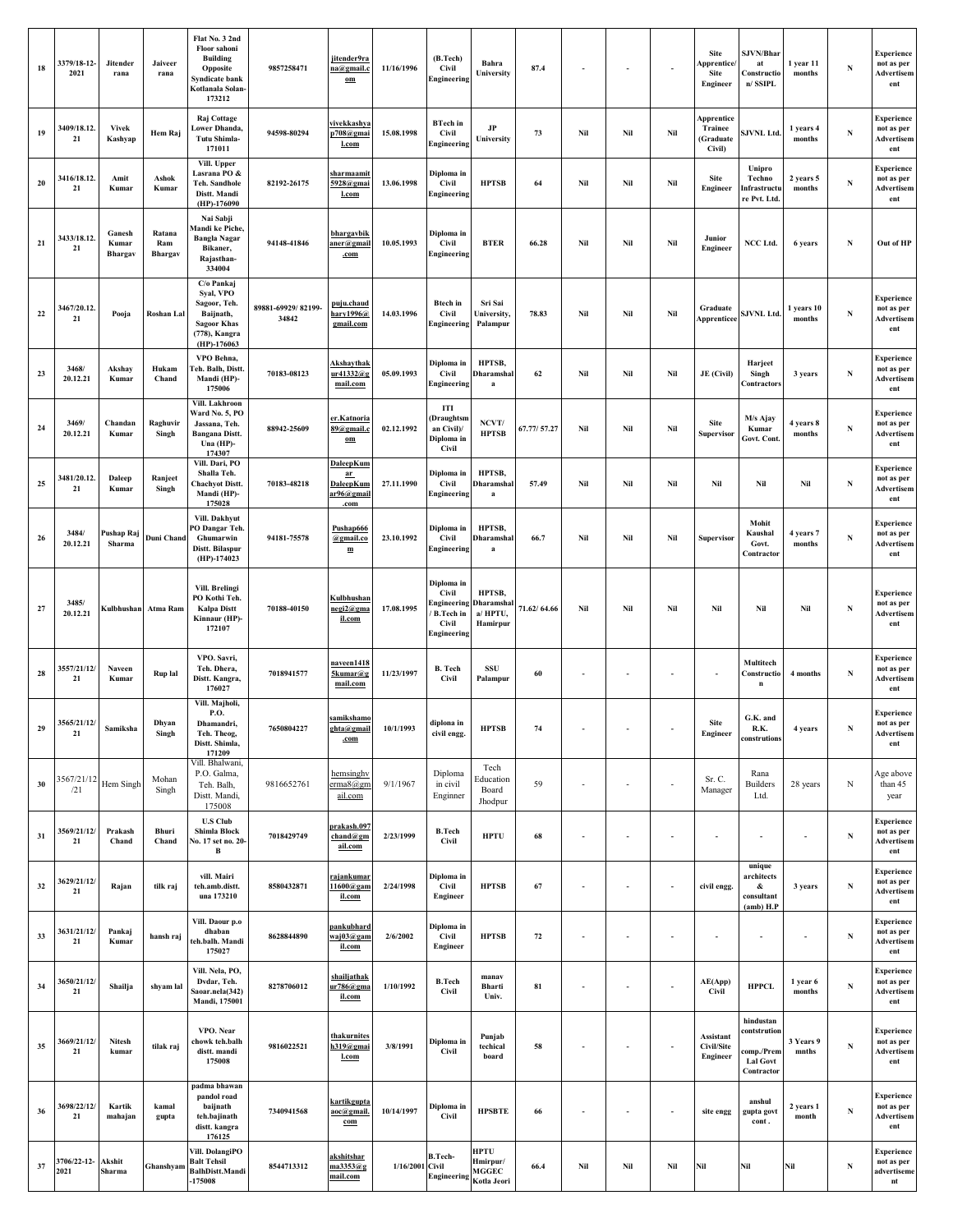| 18 | 3379/18-12-2021 | Jitender rana | Jaiveer rana | Flat No. 3 2nd Floor sahoni Building Opposite Syndicate bank Kotlanala Solan-173212 | 9857258471 | jitender9rana@gmail.com | 11/16/1996 | (B.Tech) Civil Engineering | Bahra University | 87.4 | - | - | - | Site Apprentice/ Site Engineer | SJVN/Bharat Construction/ SSIPL | 1 year 11 months | N | Experience not as per Advertisement |
|---|---|---|---|---|---|---|---|---|---|---|---|---|---|---|---|---|---|---|
| 19 | 3409/18.12.21 | Vivek Kashyap | Hem Raj | Raj Cottage Lower Dhanda, Tutu Shimla-171011 | 94598-80294 | vivekkashyap708@gmail.com | 15.08.1998 | BTech in Civil Engineering | JP University | 73 | Nil | Nil | Nil | Apprentice Trainee (Graduate Civil) | SJVNL Ltd. | 1 years 4 months | N | Experience not as per Advertisement |
| 20 | 3416/18.12.21 | Amit Kumar | Ashok Kumar | Vill. Upper Lasrana PO & Teh. Sandhole Distt. Mandi (HP)-176090 | 82192-26175 | sharmaamit5928@gmail.com | 13.06.1998 | Diploma in Civil Engineering | HPTSB | 64 | Nil | Nil | Nil | Site Engineer | Unipro Techno Infrastructure Pvt. Ltd. | 2 years 5 months | N | Experience not as per Advertisement |
| 21 | 3433/18.12.21 | Ganesh Kumar Bhargav | Ratana Ram Bhargav | Nai Sabji Mandi ke Piche, Bangla Nagar Bikaner, Rajasthan-334004 | 94148-41846 | bhargavbikaner@gmail.com | 10.05.1993 | Diploma in Civil Engineering | BTER | 66.28 | Nil | Nil | Nil | Junior Engineer | NCC Ltd. | 6 years | N | Out of HP |
| 22 | 3467/20.12.21 | Pooja | Roshan Lal | C/o Pankaj Syal, VPO Sagoor, Teh. Baijnath, Sagoor Khas (778), Kangra (HP)-176063 | 89881-69929/ 82199-34842 | puju.chaudhary1996@gmail.com | 14.03.1996 | Btech in Civil Engineering | Sri Sai University, Palampur | 78.83 | Nil | Nil | Nil | Graduate Apprenticee | SJVNL Ltd. | 1 years 10 months | N | Experience not as per Advertisement |
| 23 | 3468/ 20.12.21 | Akshay Kumar | Hukam Chand | VPO Behna, Teh. Balh, Distt. Mandi (HP)-175006 | 70183-08123 | Akshaythakur41332@gmail.com | 05.09.1993 | Diploma in Civil Engineering | HPTSB, Dharamshala | 62 | Nil | Nil | Nil | JE (Civil) | Harjeet Singh Contractors | 3 years | N | Experience not as per Advertisement |
| 24 | 3469/ 20.12.21 | Chandan Kumar | Raghuvir Singh | Vill. Lakhroon Ward No. 5, PO Jassana, Teh. Bangana Distt. Una (HP)-174307 | 88942-25609 | er.Katnoria89@gmail.com | 02.12.1992 | ITI (Draughtsman Civil)/ Diploma in Civil | NCVT/ HPTSB | 67.77/ 57.27 | Nil | Nil | Nil | Site Supervisor | M/s Ajay Kumar Govt. Cont. | 4 years 8 months | N | Experience not as per Advertisement |
| 25 | 3481/20.12.21 | Daleep Kumar | Ranjeet Singh | Vill. Dari, PO Shalla Teh. Chachyot Distt. Mandi (HP)-175028 | 70183-48218 | DaleepKumar DaleepKumar96@gmail.com | 27.11.1990 | Diploma in Civil Engineering | HPTSB, Dharamshala | 57.49 | Nil | Nil | Nil | Nil | Nil | Nil | N | Experience not as per Advertisement |
| 26 | 3484/ 20.12.21 | Pushap Raj Sharma | Duni Chand | Vill. Dakhyut PO Dangar Teh. Ghumarwin Distt. Bilaspur (HP)-174023 | 94181-75578 | Pushap666@gmail.com | 23.10.1992 | Diploma in Civil Engineering | HPTSB, Dharamshala | 66.7 | Nil | Nil | Nil | Supervisor | Mohit Kaushal Govt. Contractor | 4 years 7 months | N | Experience not as per Advertisement |
| 27 | 3485/ 20.12.21 | Kulbhushan | Atma Ram | Vill. Brelingi PO Kothi Teh. Kalpa Distt Kinnaur (HP)-172107 | 70188-40150 | Kulbhushannegi2@gmail.com | 17.08.1995 | Diploma in Civil Engineering / B.Tech in Civil Engineering | HPTSB, Dharamshala/ HPTU, Hamirpur | 71.62/ 64.66 | Nil | Nil | Nil | Nil | Nil | Nil | N | Experience not as per Advertisement |
| 28 | 3557/21/12/21 | Naveen Kumar | Rup lal | VPO. Savri, Teh. Dhera, Distt. Kangra, 176027 | 7018941577 | naveen14185kumar@gmail.com | 11/23/1997 | B. Tech Civil | SSU Palampur | 60 | - | - | - | - | Multitech Construction | 4 months | N | Experience not as per Advertisement |
| 29 | 3565/21/12/21 | Samiksha | Dhyan Singh | Vill. Majholi, P.O. Dhamandri, Teh. Theog, Distt. Shimla, 171209 | 7650804227 | samikshamoghta@gmail.com | 10/1/1993 | diplona in civil engg. | HPTSB | 74 | - | - | - | Site Engineer | G.K. and R.K. construtions | 4 years | N | Experience not as per Advertisement |
| 30 | 3567/21/12/21 | Hem Singh | Mohan Singh | Vill. Bhalwani, P.O. Galma, Teh. Balh, Distt. Mandi, 175008 | 9816652761 | hemsinghverma8@gmail.com | 9/1/1967 | Diploma in civil Enginner | Tech Education Board Jhodpur | 59 | - | - | - | Sr. C. Manager | Rana Builders Ltd. | 28 years | N | Age above than 45 year |
| 31 | 3569/21/12/21 | Prakash Chand | Bhuri Chand | U.S Club Shimla Block No. 17 set no. 20-B | 7018429749 | prakash.097chand@gmail.com | 2/23/1999 | B.Tech Civil | HPTU | 68 | - | - | - | - | - | - | N | Experience not as per Advertisement |
| 32 | 3629/21/12/21 | Rajan | tilk raj | vill. Mairi teh.amb.distt. una 173210 | 8580432871 | rajankumar11600@gamil.com | 2/24/1998 | Diploma in Civil Engineer | HPTSB | 67 | - | - | - | civil engg. | unique architects & consultant (amb) H.P | 3 years | N | Experience not as per Advertisement |
| 33 | 3631/21/12/21 | Pankaj Kumar | hansh raj | Vill. Daour p.o dhaban teh.balh. Mandi 175027 | 8628844890 | pankubhardwaj03@gamil.com | 2/6/2002 | Diploma in Civil Engineer | HPTSB | 72 | - | - | - | - | - | - | N | Experience not as per Advertisement |
| 34 | 3650/21/12/21 | Shailja | shyam lal | Vill. Nela, PO, Dvdar, Teh. Saoar.nela(342) Mandi, 175001 | 8278706012 | shailjathakur786@gmail.com | 1/10/1992 | B.Tech Civil | manav Bharti Univ. | 81 | - | - | - | AE(App) Civil | HPPCL | 1 year 6 months | N | Experience not as per Advertisement |
| 35 | 3669/21/12/21 | Nitesh kumar | tilak raj | VPO. Near chowk teh.balh distt. mandi 175008 | 9816022521 | thakurniteshh319@gmail.com | 3/8/1991 | Diploma in Civil | Punjab techical board | 58 | - | - | - | Assistant Civil/Site Engineer | hindustan contstrution comp./Prem Lal Govt Contractor | 3 Years 9 mnths | N | Experience not as per Advertisement |
| 36 | 3698/22/12/21 | Kartik mahajan | kamal gupta | padma bhawan pandol road baijnath teh.bajinath distt. kangra 176125 | 7340941568 | kartikguptaaoc@gmail.com | 10/14/1997 | Diploma in Civil | HPSBTE | 66 | - | - | - | site engg | anshul gupta govt cont . | 2 years 1 month | N | Experience not as per Advertisement |
| 37 | 3706/22-12-2021 | Akshit Sharma | Ghanshyam | Vill. DolangiPO Balt Tehsil BalhDistt.Mandi -175008 | 8544713312 | akshitsharma3353@gmail.com | 1/16/2001 | B.Tech-Civil Engineering | HPTU Hmirpur/ MGGEC Kotla Jeori | 66.4 | Nil | Nil | Nil | Nil | Nil | Nil | N | Experience not as per advertisement |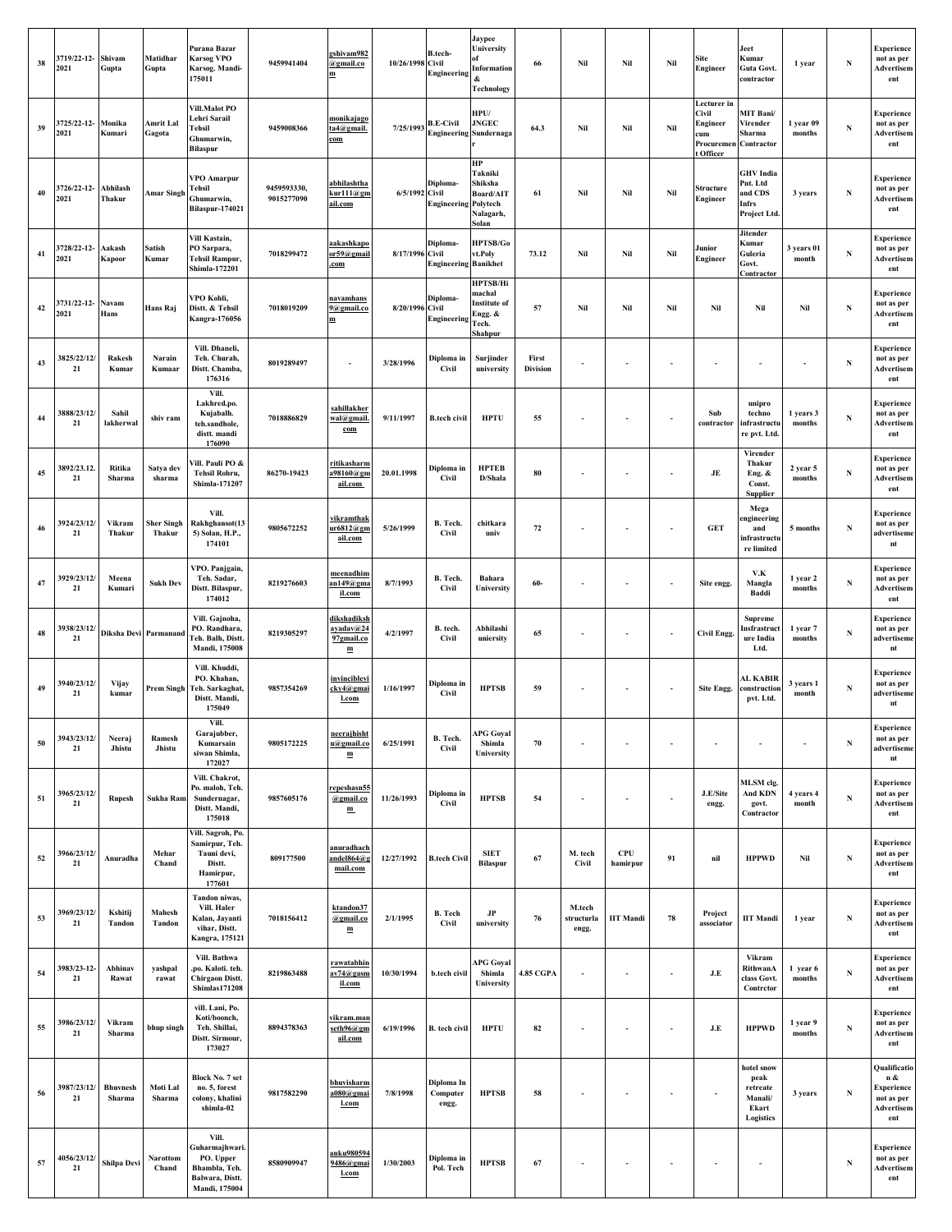| 38 | 3719/22-12-2021 | Shivam Gupta | Matidhar Gupta | Purana Bazar Karsog VPO Karsog. Mandi-175011 | 9459941404 | gshivam982@gmail.com | 10/26/1998 | B.tech-Civil Engineering | Jaypee University of Information & Technology | 66 | Nil | Nil | Nil | Site Engineer | Jeet Kumar Guta Govt. contractor | 1 year | N | Experience not as per Advertisement |
|---|---|---|---|---|---|---|---|---|---|---|---|---|---|---|---|---|---|---|
| 39 | 3725/22-12-2021 | Monika Kumari | Amrit Lal Gagota | Vill.Malot PO Lehri Sarail Tehsil Ghumarwin, Bilaspur | 9459008366 | monikajagota4@gmail.com | 7/25/1993 | B.E-Civil Engineering | HPU/ JNGEC Sundernagar | 64.3 | Nil | Nil | Nil | Lecturer in Civil Engineer cum Procurement Officer | MIT Bani/ Virender Sharma Contractor | 1 year 09 months | N | Experience not as per Advertisement |
| 40 | 3726/22-12-2021 | Abhilash Thakur | Amar Singh | VPO Amarpur Tehsil Ghumarwin, Bilaspur-174021 | 9459593330, 9015277090 | abhilashthakur111@gmail.com | 6/5/1992 | Diploma-Civil Engineering | HP Takniki Shiksha Board/AIT Polytech Nalagarh, Solan | 61 | Nil | Nil | Nil | Structure Engineer | GHV India Pvt. Ltd and CDS Infrs Project Ltd. | 3 years | N | Experience not as per Advertisement |
| 41 | 3728/22-12-2021 | Aakash Kapoor | Satish Kumar | Vill Kastain, PO Sarpara, Tehsil Rampur, Shimla-172201 | 7018299472 | aakashkapoor59@gmail.com | 8/17/1996 | Diploma-Civil Engineering | HPTSB/Govt.Poly Banikhet | 73.12 | Nil | Nil | Nil | Junior Engineer | Jitender Kumar Guleria Govt. Contractor | 3 years 01 month | N | Experience not as per Advertisement |
| 42 | 3731/22-12-2021 | Navam Hans | Hans Raj | VPO Kohli, Distt. & Tehsil Kangra-176056 | 7018019209 | navamhans9@gmail.com | 8/20/1996 | Diploma-Civil Engineering | HPTSB/Himachal Institute of Engg. & Tech. Shahpur | 57 | Nil | Nil | Nil | Nil | Nil | Nil | N | Experience not as per Advertisement |
| 43 | 3825/22/12/21 | Rakesh Kumar | Narain Kumaar | Vill. Dhaneli, Teh. Churah, Distt. Chamba, 176316 | 8019289497 | - | 3/28/1996 | Diploma in Civil | Surjinder university | First Division | - | - | - | - | - | - | N | Experience not as per Advertisement |
| 44 | 3888/23/12/21 | Sahil lakherwal | shiv ram | Vill. Lakhred.po. Kujabalh. teh.sandhole, distt. mandi 176090 | 7018886829 | sahillakherwal@gmail.com | 9/11/1997 | B.tech civil | HPTU | 55 | - | - | - | Sub contractor | unipro techno infrastructure pvt. Ltd. | 1 years 3 months | N | Experience not as per Advertisement |
| 45 | 3892/23.12.21 | Ritika Sharma | Satya dev sharma | Vill. Pauli PO & Tehsil Rohru, Shimla-171207 | 86270-19423 | ritikasharma98160@gmail.com | 20.01.1998 | Diploma in Civil | HPTEB D/Shala | 80 | - | - | - | JE | Virender Thakur Eng. & Const. Supplier | 2 year 5 months | N | Experience not as per Advertisement |
| 46 | 3924/23/12/21 | Vikram Thakur | Sher Singh Thakur | Vill. Rakhghansot(135) Solan, H.P., 174101 | 9805672252 | vikramthakur6812@gmail.com | 5/26/1999 | B. Tech. Civil | chitkara univ | 72 | - | - | - | GET | Mega engineering and infrastructure limited | 5 months | N | Experience not as per advertisement |
| 47 | 3929/23/12/21 | Meena Kumari | Sukh Dev | VPO. Panjgain, Teh. Sadar, Distt. Bilaspur, 174012 | 8219276603 | meenadhiman149@gmail.com | 8/7/1993 | B. Tech. Civil | Bahara University | 60- | - | - | - | Site engg. | V.K Mangla Baddi | 1 year 2 months | N | Experience not as per Advertisement |
| 48 | 3938/23/12/21 | Diksha Devi | Parmanand | Vill. Gajnoha, PO. Randhara, Teh. Balh, Distt. Mandi, 175008 | 8219305297 | dikshadikshayadav@2497gmail.com | 4/2/1997 | B. tech. Civil | Abhilashi uniersity | 65 | - | - | - | Civil Engg. | Supreme Insfrastructure India Ltd. | 1 year 7 months | N | Experience not as per advertisement |
| 49 | 3940/23/12/21 | Vijay kumar | Prem Singh | Vill. Khuddi, PO. Khahan, Teh. Sarkaghat, Distt. Mandi, 175049 | 9857354269 | invinciblevicky4@gmail.com | 1/16/1997 | Diploma in Civil | HPTSB | 59 | - | - | - | Site Engg. | AL KABIR construction pvt. Ltd. | 3 years 1 month | N | Experience not as per advertisement |
| 50 | 3943/23/12/21 | Neeraj Jhistu | Ramesh Jhistu | Vill. Garajubber, Kumarsain siwan Shimla, 172027 | 9805172225 | neerajhishtu@gmail.com | 6/25/1991 | B. Tech. Civil | APG Goyal Shimla University | 70 | - | - | - | - | - | - | N | Experience not as per advertisement |
| 51 | 3965/23/12/21 | Rupesh | Sukha Ram | Vill. Chakrot, Po. maloh, Teh. Sundernagar, Distt. Mandi, 175018 | 9857605176 | repeshasn55@gmail.com | 11/26/1993 | Diploma in Civil | HPTSB | 54 | - | - | - | J.E/Site engg. | MLSM clg. And KDN govt. Contractor | 4 years 4 month | N | Experience not as per Advertisement |
| 52 | 3966/23/12/21 | Anuradha | Mehar Chand | Vill. Sagroh, Po. Samirpur, Teh. Tauni devi, Distt. Hamirpur, 177601 | 809177500 | anuradhachandel864@gmail.com | 12/27/1992 | B.tech Civil | SIET Bilaspur | 67 | M. tech Civil | CPU hamirpur | 91 | nil | HPPWD | Nil | N | Experience not as per Advertisement |
| 53 | 3969/23/12/21 | Kshitij Tandon | Mahesh Tandon | Tandon niwas, Vill. Haler Kalan, Jayanti vihar, Distt. Kangra, 175121 | 7018156412 | ktandon37@gmail.com | 2/1/1995 | B. Tech Civil | JP university | 76 | M.tech structural engg. | IIT Mandi | 78 | Project associator | IIT Mandi | 1 year | N | Experience not as per Advertisement |
| 54 | 3983/23-12-21 | Abhinav Rawat | yashpal rawat | Vill. Bathwa .po. Kaloti. teh. Chirgaon Distt. Shimlas171208 | 8219863488 | rawatabhinav74@gasmil.com | 10/30/1994 | b.tech civil | APG Goyal Shimla University | 4.85 CGPA | - | - | - | J.E | Vikram RithwanA class Govt. Contrctor | 1 year 6 months | N | Experience not as per Advertisement |
| 55 | 3986/23/12/21 | Vikram Sharma | bhup singh | vill. Lani, Po. Koti/boonch, Teh. Shillai, Distt. Sirmour, 173027 | 8894378363 | vikram.manseth96@gmail.com | 6/19/1996 | B. tech civil | HPTU | 82 | - | - | - | J.E | HPPWD | 1 year 9 months | N | Experience not as per Advertisement |
| 56 | 3987/23/12/21 | Bhuvnesh Sharma | Moti Lal Sharma | Block No. 7 set no. 5, forest colony, khalini shimla-02 | 9817582290 | bhuvisharma080@gmail.com | 7/8/1998 | Diploma In Computer engg. | HPTSB | 58 | - | - | - | - | hotel snow peak retreate Manali/ Ekart Logistics | 3 years | N | Qualification & Experience not as per Advertisement |
| 57 | 4056/23/12/21 | Shilpa Devi | Narottom Chand | Vill. Guharmajhwari. PO. Upper Bhambla, Teh. Balwara, Distt. Mandi, 175004 | 8580909947 | anku9805949486@gmail.com | 1/30/2003 | Diploma in Pol. Tech | HPTSB | 67 | - | - | - | - | - | | N | Experience not as per Advertisement |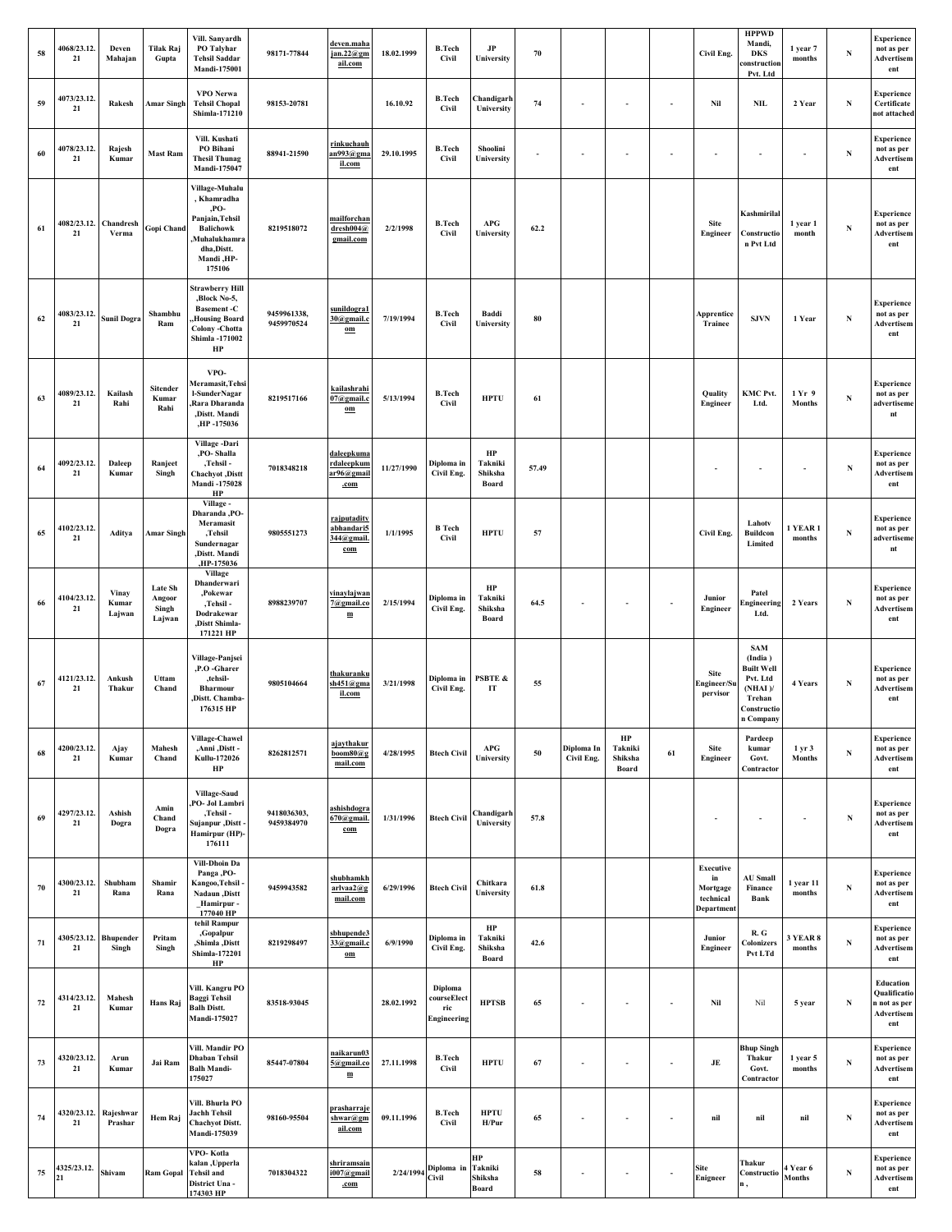| 58 | 4068/23.12.21 | Deven Mahajan | Tilak Raj Gupta | Vill. Sanyardh PO Talyhar Tehsil Saddar Mandi-175001 | 98171-77844 | deven.mahajan.22@gmail.com | 18.02.1999 | B.Tech Civil | JP University | 70 | | | | Civil Eng. | HPPWD Mandi, DKS construction Pvt. Ltd | 1 year 7 months | N | Experience not as per Advertisement |
|---|---|---|---|---|---|---|---|---|---|---|---|---|---|---|---|---|---|---|
| 59 | 4073/23.12.21 | Rakesh | Amar Singh | VPO Nerwa Tehsil Chopal Shimla-171210 | 98153-20781 | | 16.10.92 | B.Tech Civil | Chandigarh University | 74 | - | - | - | Nil | NIL | 2 Year | N | Experience Certificate not attached |
| 60 | 4078/23.12.21 | Rajesh Kumar | Mast Ram | Vill. Kushati PO Bihani Thesil Thunag Mandi-175047 | 88941-21590 | rinkuchauhan993@gmail.com | 29.10.1995 | B.Tech Civil | Shoolini University | - | - | - | - | - | - | - | N | Experience not as per Advertisement |
| 61 | 4082/23.12.21 | Chandresh Verma | Gopi Chand | Village-Muhalu , Khamradha ,PO-Panjain,Tehsil Balichowk ,Muhalukhamradha,Distt. Mandi ,HP-175106 | 8219518072 | mailforchandresh004@gmail.com | 2/2/1998 | B.Tech Civil | APG University | 62.2 | | | | Site Engineer | Kashmirilal Construction Pvt Ltd | 1 year 1 month | N | Experience not as per Advertisement |
| 62 | 4083/23.12.21 | Sunil Dogra | Shambhu Ram | Strawberry Hill ,Block No-5, Basement -C ,,Housing Board Colony -Chotta Shimla -171002 HP | 9459961338, 9459970524 | sunildogra130@gmail.com | 7/19/1994 | B.Tech Civil | Baddi University | 80 | | | | Apprentice Trainee | SJVN | 1 Year | N | Experience not as per Advertisement |
| 63 | 4089/23.12.21 | Kailash Rahi | Sitender Kumar Rahi | VPO-Meramasit,Tehsil-SunderNagar ,Rara Dharanda ,Distt. Mandi ,HP -175036 | 8219517166 | kailashrahi07@gmail.com | 5/13/1994 | B.Tech Civil | HPTU | 61 | | | | Quality Engineer | KMC Pvt. Ltd. | 1 Yr 9 Months | N | Experience not as per advertisement |
| 64 | 4092/23.12.21 | Daleep Kumar | Ranjeet Singh | Village -Dari ,PO- Shalla ,Tehsil - Chachyot ,Distt Mandi -175028 HP | 7018348218 | daleepkumardaleepkumar96@gmail.com | 11/27/1990 | Diploma in Civil Eng. | HP Takniki Shiksha Board | 57.49 | | | | - | - | - | N | Experience not as per Advertisement |
| 65 | 4102/23.12.21 | Aditya | Amar Singh | Village - Dharanda ,PO-Meramasit ,Tehsil Sundernagar ,Distt. Mandi ,HP-175036 | 9805551273 | rajputadityabhandari5344@gmail.com | 1/1/1995 | B Tech Civil | HPTU | 57 | | | | Civil Eng. | Lahotv Buildcon Limited | 1 YEAR 1 months | N | Experience not as per advertisement |
| 66 | 4104/23.12.21 | Vinay Kumar Lajwan | Late Sh Angoor Singh Lajwan | Village Dhanderwari ,Pokewar ,Tehsil - Dodrakewar ,Distt Shimla-171221 HP | 8988239707 | vinaylajwan7@gmail.com | 2/15/1994 | Diploma in Civil Eng. | HP Takniki Shiksha Board | 64.5 | - | - | - | Junior Engineer | Patel Engineering Ltd. | 2 Years | N | Experience not as per Advertisement |
| 67 | 4121/23.12.21 | Ankush Thakur | Uttam Chand | Village-Panjsei ,P.O -Gharer ,tehsil-Bharmour ,Distt. Chamba-176315 HP | 9805104664 | thakurankush451@gmail.com | 3/21/1998 | Diploma in Civil Eng. | PSBTE & IT | 55 | | | | Site Engineer/Supervisor | SAM (India ) Built Well Pvt. Ltd (NHAI )/ Trehan Construction Company | 4 Years | N | Experience not as per Advertisement |
| 68 | 4200/23.12.21 | Ajay Kumar | Mahesh Chand | Village-Chawel ,Anni ,Distt - Kullu-172026 HP | 8262812571 | ajaythakurboom80@gmail.com | 4/28/1995 | Btech Civil | APG University | 50 | Diploma In Civil Eng. | HP Takniki Shiksha Board | 61 | Site Engineer | Pardeep kumar Govt. Contractor | 1 yr 3 Months | N | Experience not as per Advertisement |
| 69 | 4297/23.12.21 | Ashish Dogra | Amin Chand Dogra | Village-Saud ,PO- Jol Lambri ,Tehsil - Sujanpur ,Distt - Hamirpur (HP)-176111 | 9418036303, 9459384970 | ashishdogra670@gmail.com | 1/31/1996 | Btech Civil | Chandigarh University | 57.8 | | | | - | - | - | N | Experience not as per Advertisement |
| 70 | 4300/23.12.21 | Shubham Rana | Shamir Rana | Vill-Dhoin Da Panga ,PO-Kangoo,Tehsil - Nadaun ,Distt _Hamirpur - 177040 HP | 9459943582 | shubhamkharlvaa2@gmail.com | 6/29/1996 | Btech Civil | Chitkara University | 61.8 | | | | Executive in Mortgage technical Department | AU Small Finance Bank | 1 year 11 months | N | Experience not as per Advertisement |
| 71 | 4305/23.12.21 | Bhupender Singh | Pritam Singh | tehil Rampur ,Gopalpur ,Shimla ,Distt Shimla-172201 HP | 8219298497 | sbhupende333@gmail.com | 6/9/1990 | Diploma in Civil Eng. | HP Takniki Shiksha Board | 42.6 | | | | Junior Engineer | R. G Colonizers Pvt LTd | 3 YEAR 8 months | N | Experience not as per Advertisement |
| 72 | 4314/23.12.21 | Mahesh Kumar | Hans Raj | Vill. Kangru PO Baggi Tehsil Balh Distt. Mandi-175027 | 83518-93045 | | 28.02.1992 | Diploma courseElectric Engineering | HPTSB | 65 | - | - | - | Nil | Nil | 5 year | N | Education Qualification not as per Advertisement |
| 73 | 4320/23.12.21 | Arun Kumar | Jai Ram | Vill. Mandir PO Dhaban Tehsil Balh Mandi-175027 | 85447-07804 | naikarun035@gmail.com | 27.11.1998 | B.Tech Civil | HPTU | 67 | - | - | - | JE | Bhup Singh Thakur Govt. Contractor | 1 year 5 months | N | Experience not as per Advertisement |
| 74 | 4320/23.12.21 | Rajeshwar Prashar | Hem Raj | Vill. Bhurla PO Jachh Tehsil Chachyot Distt. Mandi-175039 | 98160-95504 | prasharrajeshwar@gmail.com | 09.11.1996 | B.Tech Civil | HPTU H/Pur | 65 | - | - | - | nil | nil | nil | N | Experience not as per Advertisement |
| 75 | 4325/23.12.21 | Shivam | Ram Gopal | VPO- Kotla kalan ,Upperla Tehsil and District Una - 174303 HP | 7018304322 | shriramsaini007@gmail.com | 2/24/1994 | Diploma in Civil | HP Takniki Shiksha Board | 58 | - | - | - | Site Engineer | Thakur Construction , | 4 Year 6 Months | N | Experience not as per Advertisement |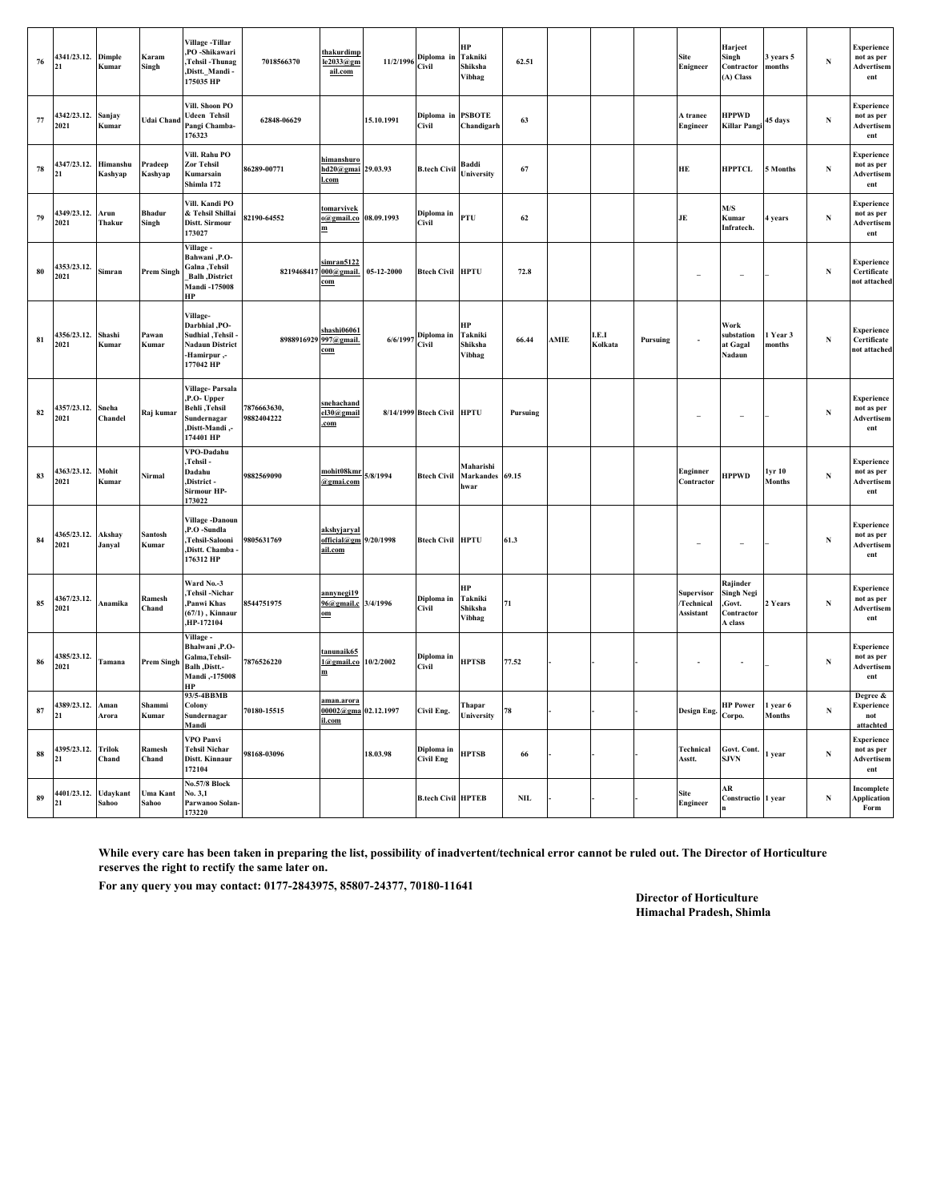| | | | | | | | | | | | | | | | | | | |
|---|---|---|---|---|---|---|---|---|---|---|---|---|---|---|---|---|---|---|
| 76 | 4341/23.12.21 | Dimple Kumar | Karam Singh | Village -Tillar ,PO -Shikawari ,Tehsil -Thunag ,Distt._Mandi - 175035 HP | 7018566370 | thakurdimple2033@gmail.com | 11/2/1996 | Diploma in Civil | HP Takniki Shiksha Vibhag | 62.51 | | | | Site Enigneer | Harjeet Singh Contractor (A) Class | 3 years 5 months | N | Experience not as per Advertisement |
| 77 | 4342/23.12.2021 | Sanjay Kumar | Udai Chand | Vill. Shoon PO Udeen Tehsil Pangi Chamba-176323 | 62848-06629 | | 15.10.1991 | Diploma in Civil | PSBOTE Chandigarh | 63 | | | | A tranee Engineer | HPPWD Killar Pangi | 45 days | N | Experience not as per Advertisement |
| 78 | 4347/23.12.21 | Himanshu Kashyap | Pradeep Kashyap | Vill. Rahu PO Zor Tehsil Kumarsain Shimla 172 | 86289-00771 | himanshurohd20@gmail.com | 29.03.93 | B.tech Civil | Baddi University | 67 | | | | HE | HPPTCL | 5 Months | N | Experience not as per Advertisement |
| 79 | 4349/23.12.2021 | Arun Thakur | Bhadur Singh | Vill. Kandi PO & Tehsil Shillai Distt. Sirmour 173027 | 82190-64552 | tomarvivek o@gmail.com | 08.09.1993 | Diploma in Civil | PTU | 62 | | | | JE | M/S Kumar Infratech. | 4 years | N | Experience not as per Advertisement |
| 80 | 4353/23.12.2021 | Simran | Prem Singh | Village - Bahwani ,P.O- Galna ,Tehsil _Balh ,District Mandi -175008 HP | 8219468417 | simran5122000@gmail.com | 05-12-2000 | Btech Civil | HPTU | 72.8 | | | | – | – | – | N | Experience Certificate not attached |
| 81 | 4356/23.12.2021 | Shashi Kumar | Pawan Kumar | Village- Darbhial ,PO- Sudhial ,Tehsil - Nadaun District -Hamirpur ,- 177042 HP | 8988916929 | shashi06061997@gmail.com | 6/6/1997 | Diploma in Civil | HP Takniki Shiksha Vibhag | 66.44 | AMIE | I.E.I Kolkata | Pursuing | - | Work substation at Gagal Nadaun | 1 Year 3 months | N | Experience Certificate not attached |
| 82 | 4357/23.12.2021 | Sneha Chandel | Raj kumar | Village- Parsala ,P.O- Upper Behli ,Tehsil Sundernagar ,Distt-Mandi ,- 174401 HP | 7876663630, 9882404222 | snehachandel30@gmail.com | 8/14/1999 | Btech Civil | HPTU | Pursuing | | | | – | – | – | N | Experience not as per Advertisement |
| 83 | 4363/23.12.2021 | Mohit Kumar | Nirmal | VPO-Dadahu ,Tehsil - Dadahu ,District - Sirmour HP- 173022 | 9882569090 | mohit08kmr@gmai.com | 5/8/1994 | Btech Civil | Maharishi Markandeshwar | 69.15 | | | | Enginner Contractor | HPPWD | 1yr 10 Months | N | Experience not as per Advertisement |
| 84 | 4365/23.12.2021 | Akshay Janyal | Santosh Kumar | Village -Danoun ,P.O -Sundla ,Tehsil-Salooni ,Distt. Chamba - 176312 HP | 9805631769 | akshyjaryalofficial@gmail.com | 9/20/1998 | Btech Civil | HPTU | 61.3 | | | | – | – | – | N | Experience not as per Advertisement |
| 85 | 4367/23.12.2021 | Anamika | Ramesh Chand | Ward No.-3 ,Tehsil -Nichar ,Panwi Khas (67/1) , Kinnaur ,HP-172104 | 8544751975 | annynegi1996@gmail.com | 3/4/1996 | Diploma in Civil | HP Takniki Shiksha Vibhag | 71 | | | | Supervisor /Technical Assistant | Rajinder Singh Negi ,Govt. Contractor A class | 2 Years | N | Experience not as per Advertisement |
| 86 | 4385/23.12.2021 | Tamana | Prem Singh | Village - Bhalwani ,P.O- Galma,Tehsil- Balh ,Distt.- Mandi ,-175008 HP | 7876526220 | tanunaik651@gmail.com | 10/2/2002 | Diploma in Civil | HPTSB | 77.52 | - | - | - | - | - | – | N | Experience not as per Advertisement |
| 87 | 4389/23.12.21 | Aman Arora | Shammi Kumar | 93/5-4BBMB Colony Sundernagar Mandi | 70180-15515 | aman.arora00002@gmail.com | 02.12.1997 | Civil Eng. | Thapar University | 78 | - | - | - | Design Eng. | HP Power Corpo. | 1 year 6 Months | N | Degree & Experience not attachted |
| 88 | 4395/23.12.21 | Trilok Chand | Ramesh Chand | VPO Panvi Tehsil Nichar Distt. Kinnaur 172104 | 98168-03096 | | 18.03.98 | Diploma in Civil Eng | HPTSB | 66 | - | - | - | Technical Asstt. | Govt. Cont. SJVN | 1 year | N | Experience not as per Advertisement |
| 89 | 4401/23.12.21 | Udaykant Sahoo | Uma Kant Sahoo | No.57/8 Block No. 3,1 Parwanoo Solan-173220 | | | | B.tech Civil | HPTEB | NIL | - | - | - | Site Engineer | AR Construction | 1 year | N | Incomplete Application Form |

**While every care has been taken in preparing the list, possibility of inadvertent/technical error cannot be ruled out. The Director of Horticulture reserves the right to rectify the same later on.**

**For any query you may contact: 0177-2843975, 85807-24377, 70180-11641**

**Director of Horticulture**
**Himachal Pradesh, Shimla**